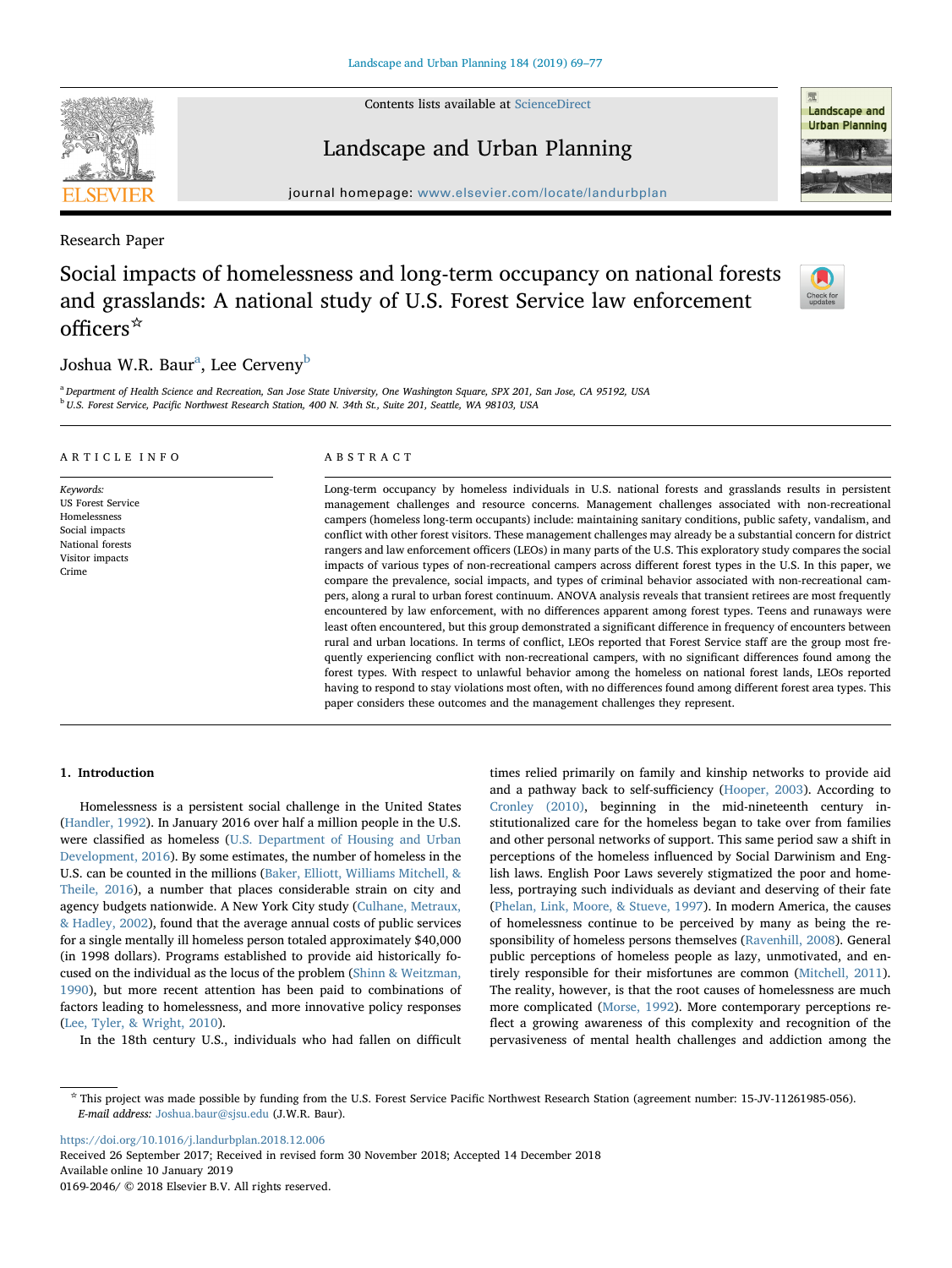Research Paper

# Social impacts of homelessness and long-term occupancy on national forests and grasslands: A national study of U.S. Forest Service law enforcement officers☆

Joshua W.R. Baur[a], Lee Cerveny[b]

[a] Department of Health Science and Recreation, San Jose State University, One Washington Square, SPX 201, San Jose, CA 95192, USA
[b] U.S. Forest Service, Pacific Northwest Research Station, 400 N. 34th St., Suite 201, Seattle, WA 98103, USA

**ARTICLE INFO**

*Keywords:*
US Forest Service
Homelessness
Social impacts
National forests
Visitor impacts
Crime

**ABSTRACT**

Long-term occupancy by homeless individuals in U.S. national forests and grasslands results in persistent management challenges and resource concerns. Management challenges associated with non-recreational campers (homeless long-term occupants) include: maintaining sanitary conditions, public safety, vandalism, and conflict with other forest visitors. These management challenges may already be a substantial concern for district rangers and law enforcement officers (LEOs) in many parts of the U.S. This exploratory study compares the social impacts of various types of non-recreational campers across different forest types in the U.S. In this paper, we compare the prevalence, social impacts, and types of criminal behavior associated with non-recreational campers, along a rural to urban forest continuum. ANOVA analysis reveals that transient retirees are most frequently encountered by law enforcement, with no differences apparent among forest types. Teens and runaways were least often encountered, but this group demonstrated a significant difference in frequency of encounters between rural and urban locations. In terms of conflict, LEOs reported that Forest Service staff are the group most frequently experiencing conflict with non-recreational campers, with no significant differences found among the forest types. With respect to unlawful behavior among the homeless on national forest lands, LEOs reported having to respond to stay violations most often, with no differences found among different forest area types. This paper considers these outcomes and the management challenges they represent.

## 1. Introduction

Homelessness is a persistent social challenge in the United States (Handler, 1992). In January 2016 over half a million people in the U.S. were classified as homeless (U.S. Department of Housing and Urban Development, 2016). By some estimates, the number of homeless in the U.S. can be counted in the millions (Baker, Elliott, Williams Mitchell, & Theile, 2016), a number that places considerable strain on city and agency budgets nationwide. A New York City study (Culhane, Metraux, & Hadley, 2002), found that the average annual costs of public services for a single mentally ill homeless person totaled approximately $40,000 (in 1998 dollars). Programs established to provide aid historically focused on the individual as the locus of the problem (Shinn & Weitzman, 1990), but more recent attention has been paid to combinations of factors leading to homelessness, and more innovative policy responses (Lee, Tyler, & Wright, 2010).

In the 18th century U.S., individuals who had fallen on difficult times relied primarily on family and kinship networks to provide aid and a pathway back to self-sufficiency (Hooper, 2003). According to Cronley (2010), beginning in the mid-nineteenth century institutionalized care for the homeless began to take over from families and other personal networks of support. This same period saw a shift in perceptions of the homeless influenced by Social Darwinism and English laws. English Poor Laws severely stigmatized the poor and homeless, portraying such individuals as deviant and deserving of their fate (Phelan, Link, Moore, & Stueve, 1997). In modern America, the causes of homelessness continue to be perceived by many as being the responsibility of homeless persons themselves (Ravenhill, 2008). General public perceptions of homeless people as lazy, unmotivated, and entirely responsible for their misfortunes are common (Mitchell, 2011). The reality, however, is that the root causes of homelessness are much more complicated (Morse, 1992). More contemporary perceptions reflect a growing awareness of this complexity and recognition of the pervasiveness of mental health challenges and addiction among the

☆ This project was made possible by funding from the U.S. Forest Service Pacific Northwest Research Station (agreement number: 15-JV-11261985-056).
*E-mail address:* Joshua.baur@sjsu.edu (J.W.R. Baur).

https://doi.org/10.1016/j.landurbplan.2018.12.006
Received 26 September 2017; Received in revised form 30 November 2018; Accepted 14 December 2018
Available online 10 January 2019
0169-2046/ © 2018 Elsevier B.V. All rights reserved.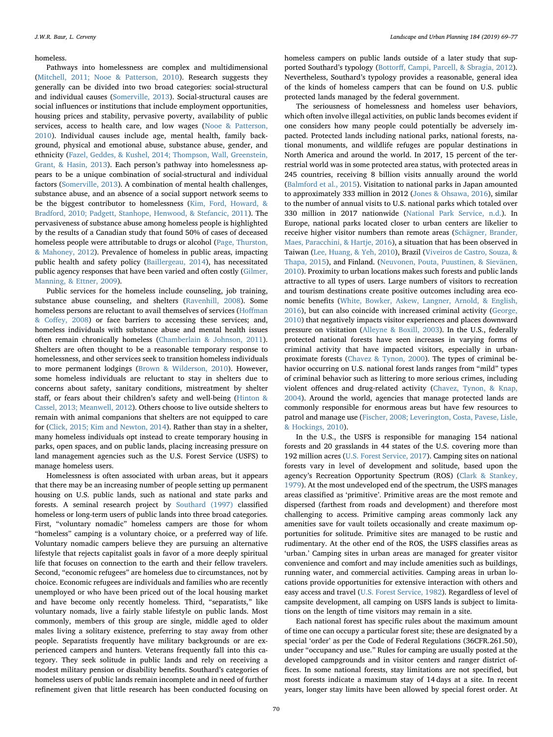homeless.

Pathways into homelessness are complex and multidimensional (Mitchell, 2011; Nooe & Patterson, 2010). Research suggests they generally can be divided into two broad categories: social-structural and individual causes (Somerville, 2013). Social-structural causes are social influences or institutions that include employment opportunities, housing prices and stability, pervasive poverty, availability of public services, access to health care, and low wages (Nooe & Patterson, 2010). Individual causes include age, mental health, family background, physical and emotional abuse, substance abuse, gender, and ethnicity (Fazel, Geddes, & Kushel, 2014; Thompson, Wall, Greenstein, Grant, & Hasin, 2013). Each person's pathway into homelessness appears to be a unique combination of social-structural and individual factors (Somerville, 2013). A combination of mental health challenges, substance abuse, and an absence of a social support network seems to be the biggest contributor to homelessness (Kim, Ford, Howard, & Bradford, 2010; Padgett, Stanhope, Henwood, & Stefancic, 2011). The pervasiveness of substance abuse among homeless people is highlighted by the results of a Canadian study that found 50% of cases of deceased homeless people were attributable to drugs or alcohol (Page, Thurston, & Mahoney, 2012). Prevalence of homeless in public areas, impacting public health and safety policy (Baillergeau, 2014), has necessitated public agency responses that have been varied and often costly (Gilmer, Manning, & Ettner, 2009).

Public services for the homeless include counseling, job training, substance abuse counseling, and shelters (Ravenhill, 2008). Some homeless persons are reluctant to avail themselves of services (Hoffman & Coffey, 2008) or face barriers to accessing these services; and, homeless individuals with substance abuse and mental health issues often remain chronically homeless (Chamberlain & Johnson, 2011). Shelters are often thought to be a reasonable temporary response to homelessness, and other services seek to transition homeless individuals to more permanent lodgings (Brown & Wilderson, 2010). However, some homeless individuals are reluctant to stay in shelters due to concerns about safety, sanitary conditions, mistreatment by shelter staff, or fears about their children's safety and well-being (Hinton & Cassel, 2013; Meanwell, 2012). Others choose to live outside shelters to remain with animal companions that shelters are not equipped to care for (Click, 2015; Kim and Newton, 2014). Rather than stay in a shelter, many homeless individuals opt instead to create temporary housing in parks, open spaces, and on public lands, placing increasing pressure on land management agencies such as the U.S. Forest Service (USFS) to manage homeless users.

Homelessness is often associated with urban areas, but it appears that there may be an increasing number of people setting up permanent housing on U.S. public lands, such as national and state parks and forests. A seminal research project by Southard (1997) classified homeless or long-term users of public lands into three broad categories. First, "voluntary nomadic" homeless campers are those for whom "homeless" camping is a voluntary choice, or a preferred way of life. Voluntary nomadic campers believe they are pursuing an alternative lifestyle that rejects capitalist goals in favor of a more deeply spiritual life that focuses on connection to the earth and their fellow travelers. Second, "economic refugees" are homeless due to circumstances, not by choice. Economic refugees are individuals and families who are recently unemployed or who have been priced out of the local housing market and have become only recently homeless. Third, "separatists," like voluntary nomads, live a fairly stable lifestyle on public lands. Most commonly, members of this group are single, middle aged to older males living a solitary existence, preferring to stay away from other people. Separatists frequently have military backgrounds or are experienced campers and hunters. Veterans frequently fall into this category. They seek solitude in public lands and rely on receiving a modest military pension or disability benefits. Southard's categories of homeless users of public lands remain incomplete and in need of further refinement given that little research has been conducted focusing on homeless campers on public lands outside of a later study that supported Southard's typology (Bottorff, Campi, Parcell, & Sbragia, 2012). Nevertheless, Southard's typology provides a reasonable, general idea of the kinds of homeless campers that can be found on U.S. public protected lands managed by the federal government.

The seriousness of homelessness and homeless user behaviors, which often involve illegal activities, on public lands becomes evident if one considers how many people could potentially be adversely impacted. Protected lands including national parks, national forests, national monuments, and wildlife refuges are popular destinations in North America and around the world. In 2017, 15 percent of the terrestrial world was in some protected area status, with protected areas in 245 countries, receiving 8 billion visits annually around the world (Balmford et al., 2015). Visitation to national parks in Japan amounted to approximately 333 million in 2012 (Jones & Ohsawa, 2016), similar to the number of annual visits to U.S. national parks which totaled over 330 million in 2017 nationwide (National Park Service, n.d.). In Europe, national parks located closer to urban centers are likelier to receive higher visitor numbers than remote areas (Schägner, Brander, Maes, Paracchini, & Hartje, 2016), a situation that has been observed in Taiwan (Lee, Huang, & Yeh, 2010), Brazil (Viveiros de Castro, Souza, & Thapa, 2015), and Finland. (Neuvonen, Pouta, Puustinen, & Sievänen, 2010). Proximity to urban locations makes such forests and public lands attractive to all types of users. Large numbers of visitors to recreation and tourism destinations create positive outcomes including area economic benefits (White, Bowker, Askew, Langner, Arnold, & English, 2016), but can also coincide with increased criminal activity (George, 2010) that negatively impacts visitor experiences and places downward pressure on visitation (Alleyne & Boxill, 2003). In the U.S., federally protected national forests have seen increases in varying forms of criminal activity that have impacted visitors, especially in urban-proximate forests (Chavez & Tynon, 2000). The types of criminal behavior occurring on U.S. national forest lands ranges from "mild" types of criminal behavior such as littering to more serious crimes, including violent offences and drug-related activity (Chavez, Tynon, & Knap, 2004). Around the world, agencies that manage protected lands are commonly responsible for enormous areas but have few resources to patrol and manage use (Fischer, 2008; Leverington, Costa, Pavese, Lisle, & Hockings, 2010).

In the U.S., the USFS is responsible for managing 154 national forests and 20 grasslands in 44 states of the U.S. covering more than 192 million acres (U.S. Forest Service, 2017). Camping sites on national forests vary in level of development and solitude, based upon the agency's Recreation Opportunity Spectrum (ROS) (Clark & Stankey, 1979). At the most undeveloped end of the spectrum, the USFS manages areas classified as 'primitive'. Primitive areas are the most remote and dispersed (farthest from roads and development) and therefore most challenging to access. Primitive camping areas commonly lack any amenities save for vault toilets occasionally and create maximum opportunities for solitude. Primitive sites are managed to be rustic and rudimentary. At the other end of the ROS, the USFS classifies areas as 'urban.' Camping sites in urban areas are managed for greater visitor convenience and comfort and may include amenities such as buildings, running water, and commercial activities. Camping areas in urban locations provide opportunities for extensive interaction with others and easy access and travel (U.S. Forest Service, 1982). Regardless of level of campsite development, all camping on USFS lands is subject to limitations on the length of time visitors may remain in a site.

Each national forest has specific rules about the maximum amount of time one can occupy a particular forest site; these are designated by a special 'order' as per the Code of Federal Regulations (36CFR.261.50), under "occupancy and use." Rules for camping are usually posted at the developed campgrounds and in visitor centers and ranger district offices. In some national forests, stay limitations are not specified, but most forests indicate a maximum stay of 14 days at a site. In recent years, longer stay limits have been allowed by special forest order. At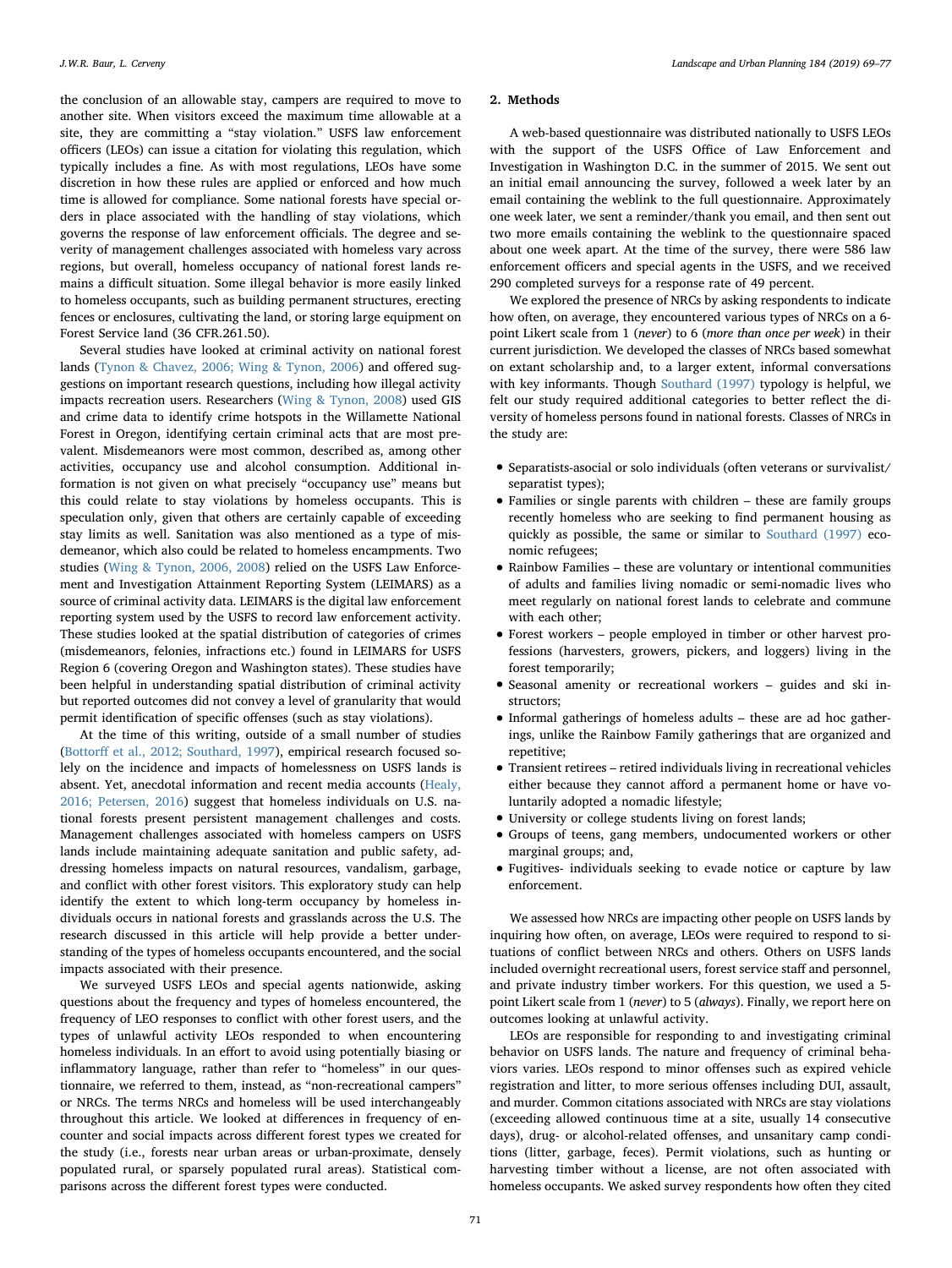the conclusion of an allowable stay, campers are required to move to another site. When visitors exceed the maximum time allowable at a site, they are committing a "stay violation." USFS law enforcement officers (LEOs) can issue a citation for violating this regulation, which typically includes a fine. As with most regulations, LEOs have some discretion in how these rules are applied or enforced and how much time is allowed for compliance. Some national forests have special orders in place associated with the handling of stay violations, which governs the response of law enforcement officials. The degree and severity of management challenges associated with homeless vary across regions, but overall, homeless occupancy of national forest lands remains a difficult situation. Some illegal behavior is more easily linked to homeless occupants, such as building permanent structures, erecting fences or enclosures, cultivating the land, or storing large equipment on Forest Service land (36 CFR.261.50).

Several studies have looked at criminal activity on national forest lands (Tynon & Chavez, 2006; Wing & Tynon, 2006) and offered suggestions on important research questions, including how illegal activity impacts recreation users. Researchers (Wing & Tynon, 2008) used GIS and crime data to identify crime hotspots in the Willamette National Forest in Oregon, identifying certain criminal acts that are most prevalent. Misdemeanors were most common, described as, among other activities, occupancy use and alcohol consumption. Additional information is not given on what precisely "occupancy use" means but this could relate to stay violations by homeless occupants. This is speculation only, given that others are certainly capable of exceeding stay limits as well. Sanitation was also mentioned as a type of misdemeanor, which also could be related to homeless encampments. Two studies (Wing & Tynon, 2006, 2008) relied on the USFS Law Enforcement and Investigation Attainment Reporting System (LEIMARS) as a source of criminal activity data. LEIMARS is the digital law enforcement reporting system used by the USFS to record law enforcement activity. These studies looked at the spatial distribution of categories of crimes (misdemeanors, felonies, infractions etc.) found in LEIMARS for USFS Region 6 (covering Oregon and Washington states). These studies have been helpful in understanding spatial distribution of criminal activity but reported outcomes did not convey a level of granularity that would permit identification of specific offenses (such as stay violations).

At the time of this writing, outside of a small number of studies (Bottorff et al., 2012; Southard, 1997), empirical research focused solely on the incidence and impacts of homelessness on USFS lands is absent. Yet, anecdotal information and recent media accounts (Healy, 2016; Petersen, 2016) suggest that homeless individuals on U.S. national forests present persistent management challenges and costs. Management challenges associated with homeless campers on USFS lands include maintaining adequate sanitation and public safety, addressing homeless impacts on natural resources, vandalism, garbage, and conflict with other forest visitors. This exploratory study can help identify the extent to which long-term occupancy by homeless individuals occurs in national forests and grasslands across the U.S. The research discussed in this article will help provide a better understanding of the types of homeless occupants encountered, and the social impacts associated with their presence.

We surveyed USFS LEOs and special agents nationwide, asking questions about the frequency and types of homeless encountered, the frequency of LEO responses to conflict with other forest users, and the types of unlawful activity LEOs responded to when encountering homeless individuals. In an effort to avoid using potentially biasing or inflammatory language, rather than refer to "homeless" in our questionnaire, we referred to them, instead, as "non-recreational campers" or NRCs. The terms NRCs and homeless will be used interchangeably throughout this article. We looked at differences in frequency of encounter and social impacts across different forest types we created for the study (i.e., forests near urban areas or urban-proximate, densely populated rural, or sparsely populated rural areas). Statistical comparisons across the different forest types were conducted.

## 2. Methods

A web-based questionnaire was distributed nationally to USFS LEOs with the support of the USFS Office of Law Enforcement and Investigation in Washington D.C. in the summer of 2015. We sent out an initial email announcing the survey, followed a week later by an email containing the weblink to the full questionnaire. Approximately one week later, we sent a reminder/thank you email, and then sent out two more emails containing the weblink to the questionnaire spaced about one week apart. At the time of the survey, there were 586 law enforcement officers and special agents in the USFS, and we received 290 completed surveys for a response rate of 49 percent.

We explored the presence of NRCs by asking respondents to indicate how often, on average, they encountered various types of NRCs on a 6-point Likert scale from 1 (*never*) to 6 (*more than once per week*) in their current jurisdiction. We developed the classes of NRCs based somewhat on extant scholarship and, to a larger extent, informal conversations with key informants. Though Southard (1997) typology is helpful, we felt our study required additional categories to better reflect the diversity of homeless persons found in national forests. Classes of NRCs in the study are:

- Separatists-asocial or solo individuals (often veterans or survivalist/separatist types);
- Families or single parents with children – these are family groups recently homeless who are seeking to find permanent housing as quickly as possible, the same or similar to Southard (1997) economic refugees;
- Rainbow Families – these are voluntary or intentional communities of adults and families living nomadic or semi-nomadic lives who meet regularly on national forest lands to celebrate and commune with each other;
- Forest workers – people employed in timber or other harvest professions (harvesters, growers, pickers, and loggers) living in the forest temporarily;
- Seasonal amenity or recreational workers – guides and ski instructors;
- Informal gatherings of homeless adults – these are ad hoc gatherings, unlike the Rainbow Family gatherings that are organized and repetitive;
- Transient retirees – retired individuals living in recreational vehicles either because they cannot afford a permanent home or have voluntarily adopted a nomadic lifestyle;
- University or college students living on forest lands;
- Groups of teens, gang members, undocumented workers or other marginal groups; and,
- Fugitives- individuals seeking to evade notice or capture by law enforcement.

We assessed how NRCs are impacting other people on USFS lands by inquiring how often, on average, LEOs were required to respond to situations of conflict between NRCs and others. Others on USFS lands included overnight recreational users, forest service staff and personnel, and private industry timber workers. For this question, we used a 5-point Likert scale from 1 (*never*) to 5 (*always*). Finally, we report here on outcomes looking at unlawful activity.

LEOs are responsible for responding to and investigating criminal behavior on USFS lands. The nature and frequency of criminal behaviors varies. LEOs respond to minor offenses such as expired vehicle registration and litter, to more serious offenses including DUI, assault, and murder. Common citations associated with NRCs are stay violations (exceeding allowed continuous time at a site, usually 14 consecutive days), drug- or alcohol-related offenses, and unsanitary camp conditions (litter, garbage, feces). Permit violations, such as hunting or harvesting timber without a license, are not often associated with homeless occupants. We asked survey respondents how often they cited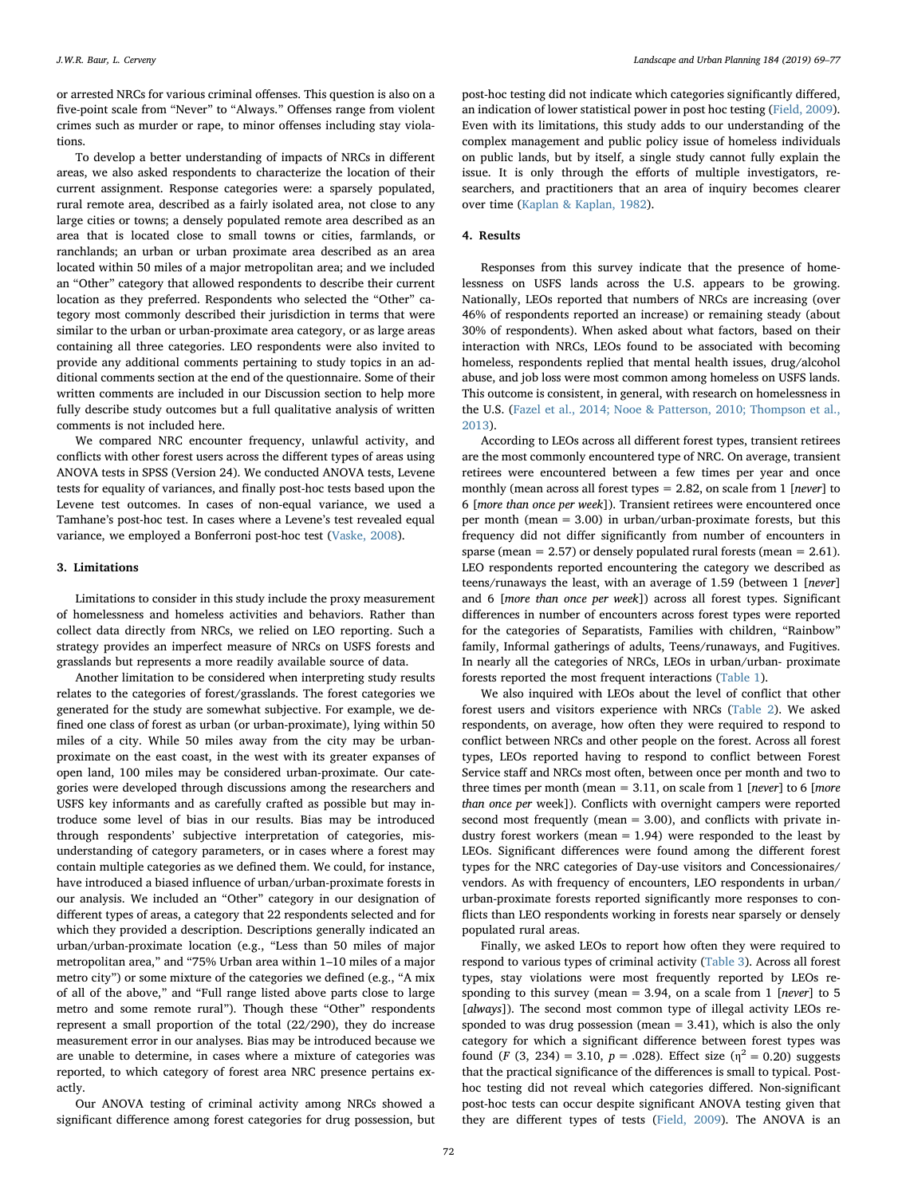or arrested NRCs for various criminal offenses. This question is also on a five-point scale from "Never" to "Always." Offenses range from violent crimes such as murder or rape, to minor offenses including stay violations.

To develop a better understanding of impacts of NRCs in different areas, we also asked respondents to characterize the location of their current assignment. Response categories were: a sparsely populated, rural remote area, described as a fairly isolated area, not close to any large cities or towns; a densely populated remote area described as an area that is located close to small towns or cities, farmlands, or ranchlands; an urban or urban proximate area described as an area located within 50 miles of a major metropolitan area; and we included an "Other" category that allowed respondents to describe their current location as they preferred. Respondents who selected the "Other" category most commonly described their jurisdiction in terms that were similar to the urban or urban-proximate area category, or as large areas containing all three categories. LEO respondents were also invited to provide any additional comments pertaining to study topics in an additional comments section at the end of the questionnaire. Some of their written comments are included in our Discussion section to help more fully describe study outcomes but a full qualitative analysis of written comments is not included here.

We compared NRC encounter frequency, unlawful activity, and conflicts with other forest users across the different types of areas using ANOVA tests in SPSS (Version 24). We conducted ANOVA tests, Levene tests for equality of variances, and finally post-hoc tests based upon the Levene test outcomes. In cases of non-equal variance, we used a Tamhane's post-hoc test. In cases where a Levene's test revealed equal variance, we employed a Bonferroni post-hoc test (Vaske, 2008).

## 3. Limitations

Limitations to consider in this study include the proxy measurement of homelessness and homeless activities and behaviors. Rather than collect data directly from NRCs, we relied on LEO reporting. Such a strategy provides an imperfect measure of NRCs on USFS forests and grasslands but represents a more readily available source of data.

Another limitation to be considered when interpreting study results relates to the categories of forest/grasslands. The forest categories we generated for the study are somewhat subjective. For example, we defined one class of forest as urban (or urban-proximate), lying within 50 miles of a city. While 50 miles away from the city may be urban-proximate on the east coast, in the west with its greater expanses of open land, 100 miles may be considered urban-proximate. Our categories were developed through discussions among the researchers and USFS key informants and as carefully crafted as possible but may introduce some level of bias in our results. Bias may be introduced through respondents' subjective interpretation of categories, misunderstanding of category parameters, or in cases where a forest may contain multiple categories as we defined them. We could, for instance, have introduced a biased influence of urban/urban-proximate forests in our analysis. We included an "Other" category in our designation of different types of areas, a category that 22 respondents selected and for which they provided a description. Descriptions generally indicated an urban/urban-proximate location (e.g., "Less than 50 miles of major metropolitan area," and "75% Urban area within 1–10 miles of a major metro city") or some mixture of the categories we defined (e.g., "A mix of all of the above," and "Full range listed above parts close to large metro and some remote rural"). Though these "Other" respondents represent a small proportion of the total (22/290), they do increase measurement error in our analyses. Bias may be introduced because we are unable to determine, in cases where a mixture of categories was reported, to which category of forest area NRC presence pertains exactly.

Our ANOVA testing of criminal activity among NRCs showed a significant difference among forest categories for drug possession, but post-hoc testing did not indicate which categories significantly differed, an indication of lower statistical power in post hoc testing (Field, 2009). Even with its limitations, this study adds to our understanding of the complex management and public policy issue of homeless individuals on public lands, but by itself, a single study cannot fully explain the issue. It is only through the efforts of multiple investigators, researchers, and practitioners that an area of inquiry becomes clearer over time (Kaplan & Kaplan, 1982).

## 4. Results

Responses from this survey indicate that the presence of homelessness on USFS lands across the U.S. appears to be growing. Nationally, LEOs reported that numbers of NRCs are increasing (over 46% of respondents reported an increase) or remaining steady (about 30% of respondents). When asked about what factors, based on their interaction with NRCs, LEOs found to be associated with becoming homeless, respondents replied that mental health issues, drug/alcohol abuse, and job loss were most common among homeless on USFS lands. This outcome is consistent, in general, with research on homelessness in the U.S. (Fazel et al., 2014; Nooe & Patterson, 2010; Thompson et al., 2013).

According to LEOs across all different forest types, transient retirees are the most commonly encountered type of NRC. On average, transient retirees were encountered between a few times per year and once monthly (mean across all forest types = 2.82, on scale from 1 [*never*] to 6 [*more than once per week*]). Transient retirees were encountered once per month (mean = 3.00) in urban/urban-proximate forests, but this frequency did not differ significantly from number of encounters in sparse (mean = 2.57) or densely populated rural forests (mean = 2.61). LEO respondents reported encountering the category we described as teens/runaways the least, with an average of 1.59 (between 1 [*never*] and 6 [*more than once per week*]) across all forest types. Significant differences in number of encounters across forest types were reported for the categories of Separatists, Families with children, "Rainbow" family, Informal gatherings of adults, Teens/runaways, and Fugitives. In nearly all the categories of NRCs, LEOs in urban/urban- proximate forests reported the most frequent interactions (Table 1).

We also inquired with LEOs about the level of conflict that other forest users and visitors experience with NRCs (Table 2). We asked respondents, on average, how often they were required to respond to conflict between NRCs and other people on the forest. Across all forest types, LEOs reported having to respond to conflict between Forest Service staff and NRCs most often, between once per month and two to three times per month (mean = 3.11, on scale from 1 [*never*] to 6 [*more than once per* week]). Conflicts with overnight campers were reported second most frequently (mean = 3.00), and conflicts with private industry forest workers (mean = 1.94) were responded to the least by LEOs. Significant differences were found among the different forest types for the NRC categories of Day-use visitors and Concessionaires/vendors. As with frequency of encounters, LEO respondents in urban/urban-proximate forests reported significantly more responses to conflicts than LEO respondents working in forests near sparsely or densely populated rural areas.

Finally, we asked LEOs to report how often they were required to respond to various types of criminal activity (Table 3). Across all forest types, stay violations were most frequently reported by LEOs responding to this survey (mean = 3.94, on a scale from 1 [*never*] to 5 [*always*]). The second most common type of illegal activity LEOs responded to was drug possession (mean = 3.41), which is also the only category for which a significant difference between forest types was found ($F$ (3, 234) = 3.10, $p$ = .028). Effect size ($\eta^2$ = 0.20) suggests that the practical significance of the differences is small to typical. Post-hoc testing did not reveal which categories differed. Non-significant post-hoc tests can occur despite significant ANOVA testing given that they are different types of tests (Field, 2009). The ANOVA is an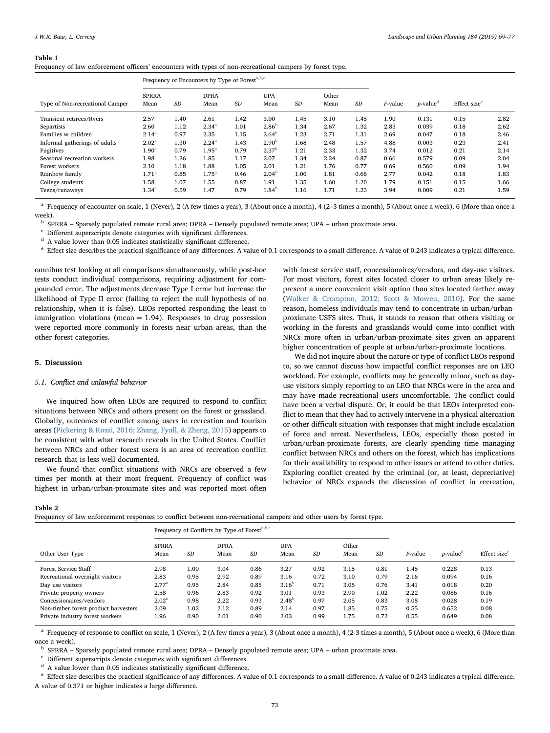**Table 1**
Frequency of law enforcement officers' encounters with types of non-recreational campers by forest type.

| Type of Non-recreational Camper | Frequency of Encounters by Type of Forest[a,b,c] | | | | | | | | | | | |
|---|---|---|---|---|---|---|---|---|---|---|---|---|
| | SPRRA Mean | SD | DPRA Mean | SD | UPA Mean | SD | Other Mean | SD | F-value | p-value[d] | Effect size[e] | |
| Transient retirees/Rvers | 2.57 | 1.40 | 2.61 | 1.42 | 3.00 | 1.45 | 3.10 | 1.45 | 1.90 | 0.131 | 0.15 | 2.82 |
| Separtists | 2.60 | 1.12 | 2.34[a] | 1.01 | 2.86[b] | 1.34 | 2.67 | 1.32 | 2.83 | 0.039 | 0.18 | 2.62 |
| Families w children | 2.14[a] | 0.97 | 2.35 | 1.15 | 2.64[b] | 1.23 | 2.71 | 1.31 | 2.69 | 0.047 | 0.18 | 2.46 |
| Informal gatherings of adults | 2.02[a] | 1.30 | 2.24[a] | 1.43 | 2.90[b] | 1.68 | 2.48 | 1.57 | 4.88 | 0.003 | 0.23 | 2.41 |
| Fugitives | 1.90[a] | 0.79 | 1.95[a] | 0.79 | 2.37[b] | 1.21 | 2.33 | 1.32 | 3.74 | 0.012 | 0.21 | 2.14 |
| Seasonal recreation workers | 1.98 | 1.26 | 1.85 | 1.17 | 2.07 | 1.34 | 2.24 | 0.87 | 0.66 | 0.579 | 0.09 | 2.04 |
| Forest workers | 2.10 | 1.18 | 1.88 | 1.05 | 2.01 | 1.21 | 1.76 | 0.77 | 0.69 | 0.560 | 0.09 | 1.94 |
| Rainbow family | 1.71[a] | 0.85 | 1.75[a] | 0.46 | 2.04[b] | 1.00 | 1.81 | 0.68 | 2.77 | 0.042 | 0.18 | 1.83 |
| College students | 1.58 | 1.07 | 1.55 | 0.87 | 1.91 | 1.35 | 1.60 | 1.20 | 1.79 | 0.151 | 0.15 | 1.66 |
| Teens/runaways | 1.34[a] | 0.59 | 1.47 | 0.79 | 1.84[b] | 1.16 | 1.71 | 1.23 | 3.94 | 0.009 | 0.21 | 1.59 |

[a] Frequency of encounter on scale, 1 (Never), 2 (A few times a year), 3 (About once a month), 4 (2–3 times a month), 5 (About once a week), 6 (More than once a week).
[b] SPRRA – Sparsely populated remote rural area; DPRA – Densely populated remote area; UPA – urban proximate area.
[c] Different superscripts denote categories with significant differences.
[d] A value lower than 0.05 indicates statistically significant difference.
[e] Effect size describes the practical significance of any differences. A value of 0.1 corresponds to a small difference. A value of 0.243 indicates a typical difference.

omnibus test looking at all comparisons simultaneously, while post-hoc tests conduct individual comparisons, requiring adjustment for compounded error. The adjustments decrease Type I error but increase the likelihood of Type II error (failing to reject the null hypothesis of no relationship, when it is false). LEOs reported responding the least to immigration violations (mean = 1.94). Responses to drug possession were reported more commonly in forests near urban areas, than the other forest categories.

## 5. Discussion

### 5.1. Conflict and unlawful behavior

We inquired how often LEOs are required to respond to conflict situations between NRCs and others present on the forest or grassland. Globally, outcomes of conflict among users in recreation and tourism areas (Pickering & Rossi, 2016; Zhang, Fyall, & Zheng, 2015) appears to be consistent with what research reveals in the United States. Conflict between NRCs and other forest users is an area of recreation conflict research that is less well documented.

We found that conflict situations with NRCs are observed a few times per month at their most frequent. Frequency of conflict was highest in urban/urban-proximate sites and was reported most often with forest service staff, concessionaires/vendors, and day-use visitors. For most visitors, forest sites located closer to urban areas likely represent a more convenient visit option than sites located farther away (Walker & Crompton, 2012; Scott & Mowen, 2010). For the same reason, homeless individuals may tend to concentrate in urban/urban-proximate USFS sites. Thus, it stands to reason that others visiting or working in the forests and grasslands would come into conflict with NRCs more often in urban/urban-proximate sites given an apparent higher concentration of people at urban/urban-proximate locations.

We did not inquire about the nature or type of conflict LEOs respond to, so we cannot discuss how impactful conflict responses are on LEO workload. For example, conflicts may be generally minor, such as day-use visitors simply reporting to an LEO that NRCs were in the area and may have made recreational users uncomfortable. The conflict could have been a verbal dispute. Or, it could be that LEOs interpreted conflict to mean that they had to actively intervene in a physical altercation or other difficult situation with responses that might include escalation of force and arrest. Nevertheless, LEOs, especially those posted in urban/urban-proximate forests, are clearly spending time managing conflict between NRCs and others on the forest, which has implications for their availability to respond to other issues or attend to other duties. Exploring conflict created by the criminal (or, at least, depreciative) behavior of NRCs expands the discussion of conflict in recreation,

**Table 2**
Frequency of law enforcement responses to conflict between non-recreational campers and other users by forest type.

| Other User Type | Frequency of Conflicts by Type of Forest[a,b,c] | | | | | | | | | | |
|---|---|---|---|---|---|---|---|---|---|---|---|
| | SPRRA Mean | SD | DPRA Mean | SD | UPA Mean | SD | Other Mean | SD | F-value | p-value[d] | Effect size[e] |
| Forest Service Staff | 2.98 | 1.00 | 3.04 | 0.86 | 3.27 | 0.92 | 3.15 | 0.81 | 1.45 | 0.228 | 0.13 |
| Recreational overnight visitors | 2.83 | 0.95 | 2.92 | 0.89 | 3.16 | 0.72 | 3.10 | 0.79 | 2.16 | 0.094 | 0.16 |
| Day use visitors | 2.77[a] | 0.95 | 2.84 | 0.85 | 3.16[b] | 0.71 | 3.05 | 0.76 | 3.41 | 0.018 | 0.20 |
| Private property owners | 2.58 | 0.96 | 2.83 | 0.92 | 3.01 | 0.93 | 2.90 | 1.02 | 2.22 | 0.086 | 0.16 |
| Concessionaires/vendors | 2.02[a] | 0.98 | 2.22 | 0.93 | 2.48[b] | 0.97 | 2.05 | 0.83 | 3.08 | 0.028 | 0.19 |
| Non-timber forest product harvesters | 2.09 | 1.02 | 2.12 | 0.89 | 2.14 | 0.97 | 1.85 | 0.75 | 0.55 | 0.652 | 0.08 |
| Private industry forest workers | 1.96 | 0.90 | 2.01 | 0.90 | 2.03 | 0.99 | 1.75 | 0.72 | 0.55 | 0.649 | 0.08 |

[a] Frequency of response to conflict on scale, 1 (Never), 2 (A few times a year), 3 (About once a month), 4 (2-3 times a month), 5 (About once a week), 6 (More than once a week).
[b] SPRRA – Sparsely populated remote rural area; DPRA – Densely populated remote area; UPA – urban proximate area.
[c] Different superscripts denote categories with significant differences.
[d] A value lower than 0.05 indicates statistically significant difference.
[e] Effect size describes the practical significance of any differences. A value of 0.1 corresponds to a small difference. A value of 0.243 indicates a typical difference. A value of 0.371 or higher indicates a large difference.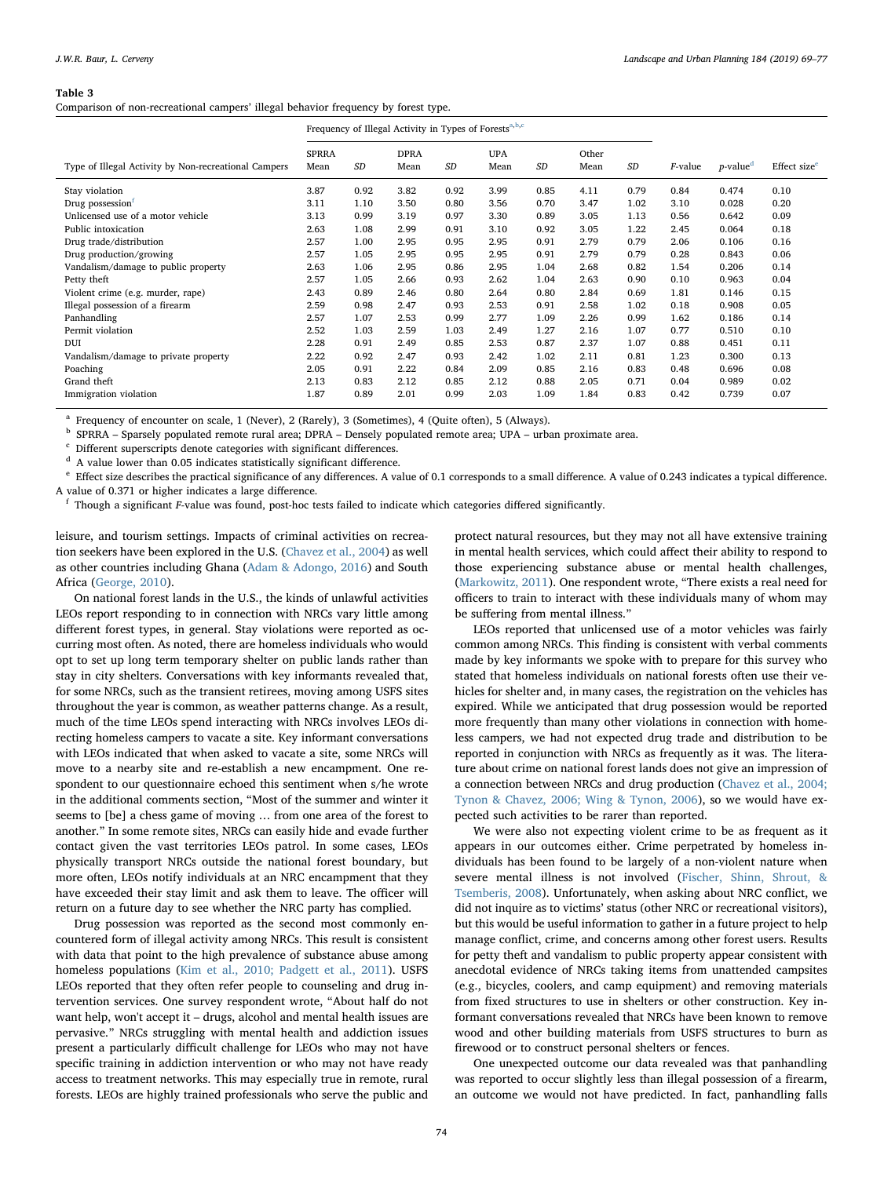**Table 3**
Comparison of non-recreational campers' illegal behavior frequency by forest type.

| Type of Illegal Activity by Non-recreational Campers | Frequency of Illegal Activity in Types of Forests[a,b,c] | | | | | | | | | | |
|---|---|---|---|---|---|---|---|---|---|---|---|
| | SPRRA Mean | SD | DPRA Mean | SD | UPA Mean | SD | Other Mean | SD | F-value | p-value[d] | Effect size[e] |
| Stay violation | 3.87 | 0.92 | 3.82 | 0.92 | 3.99 | 0.85 | 4.11 | 0.79 | 0.84 | 0.474 | 0.10 |
| Drug possession[f] | 3.11 | 1.10 | 3.50 | 0.80 | 3.56 | 0.70 | 3.47 | 1.02 | 3.10 | 0.028 | 0.20 |
| Unlicensed use of a motor vehicle | 3.13 | 0.99 | 3.19 | 0.97 | 3.30 | 0.89 | 3.05 | 1.13 | 0.56 | 0.642 | 0.09 |
| Public intoxication | 2.63 | 1.08 | 2.99 | 0.91 | 3.10 | 0.92 | 3.05 | 1.22 | 2.45 | 0.064 | 0.18 |
| Drug trade/distribution | 2.57 | 1.00 | 2.95 | 0.95 | 2.95 | 0.91 | 2.79 | 0.79 | 2.06 | 0.106 | 0.16 |
| Drug production/growing | 2.57 | 1.05 | 2.95 | 0.95 | 2.95 | 0.91 | 2.79 | 0.79 | 0.28 | 0.843 | 0.06 |
| Vandalism/damage to public property | 2.63 | 1.06 | 2.95 | 0.86 | 2.95 | 1.04 | 2.68 | 0.82 | 1.54 | 0.206 | 0.14 |
| Petty theft | 2.57 | 1.05 | 2.66 | 0.93 | 2.62 | 1.04 | 2.63 | 0.90 | 0.10 | 0.963 | 0.04 |
| Violent crime (e.g. murder, rape) | 2.43 | 0.89 | 2.46 | 0.80 | 2.64 | 0.80 | 2.84 | 0.69 | 1.81 | 0.146 | 0.15 |
| Illegal possession of a firearm | 2.59 | 0.98 | 2.47 | 0.93 | 2.53 | 0.91 | 2.58 | 1.02 | 0.18 | 0.908 | 0.05 |
| Panhandling | 2.57 | 1.07 | 2.53 | 0.99 | 2.77 | 1.09 | 2.26 | 0.99 | 1.62 | 0.186 | 0.14 |
| Permit violation | 2.52 | 1.03 | 2.59 | 1.03 | 2.49 | 1.27 | 2.16 | 1.07 | 0.77 | 0.510 | 0.10 |
| DUI | 2.28 | 0.91 | 2.49 | 0.85 | 2.53 | 0.87 | 2.37 | 1.07 | 0.88 | 0.451 | 0.11 |
| Vandalism/damage to private property | 2.22 | 0.92 | 2.47 | 0.93 | 2.42 | 1.02 | 2.11 | 0.81 | 1.23 | 0.300 | 0.13 |
| Poaching | 2.05 | 0.91 | 2.22 | 0.84 | 2.09 | 0.85 | 2.16 | 0.83 | 0.48 | 0.696 | 0.08 |
| Grand theft | 2.13 | 0.83 | 2.12 | 0.85 | 2.12 | 0.88 | 2.05 | 0.71 | 0.04 | 0.989 | 0.02 |
| Immigration violation | 1.87 | 0.89 | 2.01 | 0.99 | 2.03 | 1.09 | 1.84 | 0.83 | 0.42 | 0.739 | 0.07 |

[a] Frequency of encounter on scale, 1 (Never), 2 (Rarely), 3 (Sometimes), 4 (Quite often), 5 (Always).
[b] SPRRA – Sparsely populated remote rural area; DPRA – Densely populated remote area; UPA – urban proximate area.
[c] Different superscripts denote categories with significant differences.
[d] A value lower than 0.05 indicates statistically significant difference.
[e] Effect size describes the practical significance of any differences. A value of 0.1 corresponds to a small difference. A value of 0.243 indicates a typical difference. A value of 0.371 or higher indicates a large difference.
[f] Though a significant F-value was found, post-hoc tests failed to indicate which categories differed significantly.

leisure, and tourism settings. Impacts of criminal activities on recreation seekers have been explored in the U.S. (Chavez et al., 2004) as well as other countries including Ghana (Adam & Adongo, 2016) and South Africa (George, 2010).

On national forest lands in the U.S., the kinds of unlawful activities LEOs report responding to in connection with NRCs vary little among different forest types, in general. Stay violations were reported as occurring most often. As noted, there are homeless individuals who would opt to set up long term temporary shelter on public lands rather than stay in city shelters. Conversations with key informants revealed that, for some NRCs, such as the transient retirees, moving among USFS sites throughout the year is common, as weather patterns change. As a result, much of the time LEOs spend interacting with NRCs involves LEOs directing homeless campers to vacate a site. Key informant conversations with LEOs indicated that when asked to vacate a site, some NRCs will move to a nearby site and re-establish a new encampment. One respondent to our questionnaire echoed this sentiment when s/he wrote in the additional comments section, "Most of the summer and winter it seems to [be] a chess game of moving … from one area of the forest to another." In some remote sites, NRCs can easily hide and evade further contact given the vast territories LEOs patrol. In some cases, LEOs physically transport NRCs outside the national forest boundary, but more often, LEOs notify individuals at an NRC encampment that they have exceeded their stay limit and ask them to leave. The officer will return on a future day to see whether the NRC party has complied.

Drug possession was reported as the second most commonly encountered form of illegal activity among NRCs. This result is consistent with data that point to the high prevalence of substance abuse among homeless populations (Kim et al., 2010; Padgett et al., 2011). USFS LEOs reported that they often refer people to counseling and drug intervention services. One survey respondent wrote, "About half do not want help, won't accept it – drugs, alcohol and mental health issues are pervasive." NRCs struggling with mental health and addiction issues present a particularly difficult challenge for LEOs who may not have specific training in addiction intervention or who may not have ready access to treatment networks. This may especially true in remote, rural forests. LEOs are highly trained professionals who serve the public and protect natural resources, but they may not all have extensive training in mental health services, which could affect their ability to respond to those experiencing substance abuse or mental health challenges, (Markowitz, 2011). One respondent wrote, "There exists a real need for officers to train to interact with these individuals many of whom may be suffering from mental illness."

LEOs reported that unlicensed use of a motor vehicles was fairly common among NRCs. This finding is consistent with verbal comments made by key informants we spoke with to prepare for this survey who stated that homeless individuals on national forests often use their vehicles for shelter and, in many cases, the registration on the vehicles has expired. While we anticipated that drug possession would be reported more frequently than many other violations in connection with homeless campers, we had not expected drug trade and distribution to be reported in conjunction with NRCs as frequently as it was. The literature about crime on national forest lands does not give an impression of a connection between NRCs and drug production (Chavez et al., 2004; Tynon & Chavez, 2006; Wing & Tynon, 2006), so we would have expected such activities to be rarer than reported.

We were also not expecting violent crime to be as frequent as it appears in our outcomes either. Crime perpetrated by homeless individuals has been found to be largely of a non-violent nature when severe mental illness is not involved (Fischer, Shinn, Shrout, & Tsemberis, 2008). Unfortunately, when asking about NRC conflict, we did not inquire as to victims' status (other NRC or recreational visitors), but this would be useful information to gather in a future project to help manage conflict, crime, and concerns among other forest users. Results for petty theft and vandalism to public property appear consistent with anecdotal evidence of NRCs taking items from unattended campsites (e.g., bicycles, coolers, and camp equipment) and removing materials from fixed structures to use in shelters or other construction. Key informant conversations revealed that NRCs have been known to remove wood and other building materials from USFS structures to burn as firewood or to construct personal shelters or fences.

One unexpected outcome our data revealed was that panhandling was reported to occur slightly less than illegal possession of a firearm, an outcome we would not have predicted. In fact, panhandling falls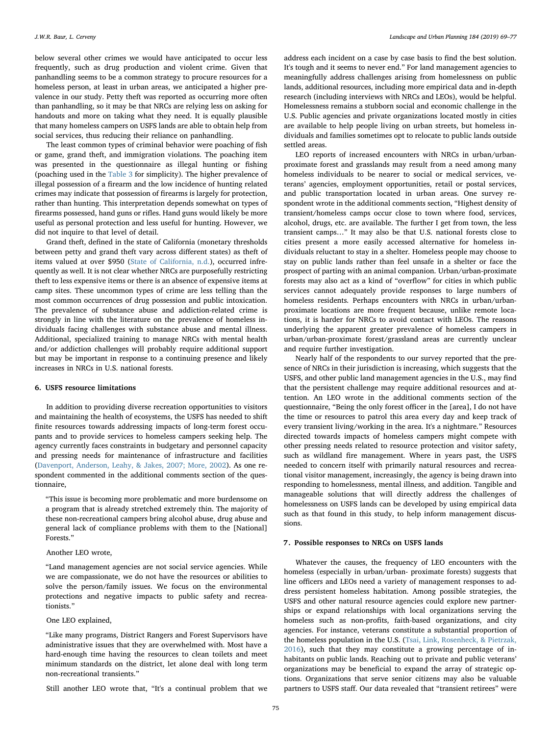below several other crimes we would have anticipated to occur less frequently, such as drug production and violent crime. Given that panhandling seems to be a common strategy to procure resources for a homeless person, at least in urban areas, we anticipated a higher prevalence in our study. Petty theft was reported as occurring more often than panhandling, so it may be that NRCs are relying less on asking for handouts and more on taking what they need. It is equally plausible that many homeless campers on USFS lands are able to obtain help from social services, thus reducing their reliance on panhandling.

The least common types of criminal behavior were poaching of fish or game, grand theft, and immigration violations. The poaching item was presented in the questionnaire as illegal hunting or fishing (poaching used in the Table 3 for simplicity). The higher prevalence of illegal possession of a firearm and the low incidence of hunting related crimes may indicate that possession of firearms is largely for protection, rather than hunting. This interpretation depends somewhat on types of firearms possessed, hand guns or rifles. Hand guns would likely be more useful as personal protection and less useful for hunting. However, we did not inquire to that level of detail.

Grand theft, defined in the state of California (monetary thresholds between petty and grand theft vary across different states) as theft of items valued at over $950 (State of California, n.d.), occurred infrequently as well. It is not clear whether NRCs are purposefully restricting theft to less expensive items or there is an absence of expensive items at camp sites. These uncommon types of crime are less telling than the most common occurrences of drug possession and public intoxication. The prevalence of substance abuse and addiction-related crime is strongly in line with the literature on the prevalence of homeless individuals facing challenges with substance abuse and mental illness. Additional, specialized training to manage NRCs with mental health and/or addiction challenges will probably require additional support but may be important in response to a continuing presence and likely increases in NRCs in U.S. national forests.

## 6. USFS resource limitations

In addition to providing diverse recreation opportunities to visitors and maintaining the health of ecosystems, the USFS has needed to shift finite resources towards addressing impacts of long-term forest occupants and to provide services to homeless campers seeking help. The agency currently faces constraints in budgetary and personnel capacity and pressing needs for maintenance of infrastructure and facilities (Davenport, Anderson, Leahy, & Jakes, 2007; More, 2002). As one respondent commented in the additional comments section of the questionnaire,

> "This issue is becoming more problematic and more burdensome on a program that is already stretched extremely thin. The majority of these non-recreational campers bring alcohol abuse, drug abuse and general lack of compliance problems with them to the [National] Forests."

Another LEO wrote,

> "Land management agencies are not social service agencies. While we are compassionate, we do not have the resources or abilities to solve the person/family issues. We focus on the environmental protections and negative impacts to public safety and recreationists."

One LEO explained,

> "Like many programs, District Rangers and Forest Supervisors have administrative issues that they are overwhelmed with. Most have a hard-enough time having the resources to clean toilets and meet minimum standards on the district, let alone deal with long term non-recreational transients."

Still another LEO wrote that, "It's a continual problem that we address each incident on a case by case basis to find the best solution. It's tough and it seems to never end." For land management agencies to meaningfully address challenges arising from homelessness on public lands, additional resources, including more empirical data and in-depth research (including interviews with NRCs and LEOs), would be helpful. Homelessness remains a stubborn social and economic challenge in the U.S. Public agencies and private organizations located mostly in cities are available to help people living on urban streets, but homeless individuals and families sometimes opt to relocate to public lands outside settled areas.

LEO reports of increased encounters with NRCs in urban/urban-proximate forest and grasslands may result from a need among many homeless individuals to be nearer to social or medical services, veterans' agencies, employment opportunities, retail or postal services, and public transportation located in urban areas. One survey respondent wrote in the additional comments section, "Highest density of transient/homeless camps occur close to town where food, services, alcohol, drugs, etc. are available. The further I get from town, the less transient camps…" It may also be that U.S. national forests close to cities present a more easily accessed alternative for homeless individuals reluctant to stay in a shelter. Homeless people may choose to stay on public lands rather than feel unsafe in a shelter or face the prospect of parting with an animal companion. Urban/urban-proximate forests may also act as a kind of "overflow" for cities in which public services cannot adequately provide responses to large numbers of homeless residents. Perhaps encounters with NRCs in urban/urban-proximate locations are more frequent because, unlike remote locations, it is harder for NRCs to avoid contact with LEOs. The reasons underlying the apparent greater prevalence of homeless campers in urban/urban-proximate forest/grassland areas are currently unclear and require further investigation.

Nearly half of the respondents to our survey reported that the presence of NRCs in their jurisdiction is increasing, which suggests that the USFS, and other public land management agencies in the U.S., may find that the persistent challenge may require additional resources and attention. An LEO wrote in the additional comments section of the questionnaire, "Being the only forest officer in the [area], I do not have the time or resources to patrol this area every day and keep track of every transient living/working in the area. It's a nightmare." Resources directed towards impacts of homeless campers might compete with other pressing needs related to resource protection and visitor safety, such as wildland fire management. Where in years past, the USFS needed to concern itself with primarily natural resources and recreational visitor management, increasingly, the agency is being drawn into responding to homelessness, mental illness, and addition. Tangible and manageable solutions that will directly address the challenges of homelessness on USFS lands can be developed by using empirical data such as that found in this study, to help inform management discussions.

## 7. Possible responses to NRCs on USFS lands

Whatever the causes, the frequency of LEO encounters with the homeless (especially in urban/urban- proximate forests) suggests that line officers and LEOs need a variety of management responses to address persistent homeless habitation. Among possible strategies, the USFS and other natural resource agencies could explore new partnerships or expand relationships with local organizations serving the homeless such as non-profits, faith-based organizations, and city agencies. For instance, veterans constitute a substantial proportion of the homeless population in the U.S. (Tsai, Link, Rosenheck, & Pietrzak, 2016), such that they may constitute a growing percentage of inhabitants on public lands. Reaching out to private and public veterans' organizations may be beneficial to expand the array of strategic options. Organizations that serve senior citizens may also be valuable partners to USFS staff. Our data revealed that "transient retirees" were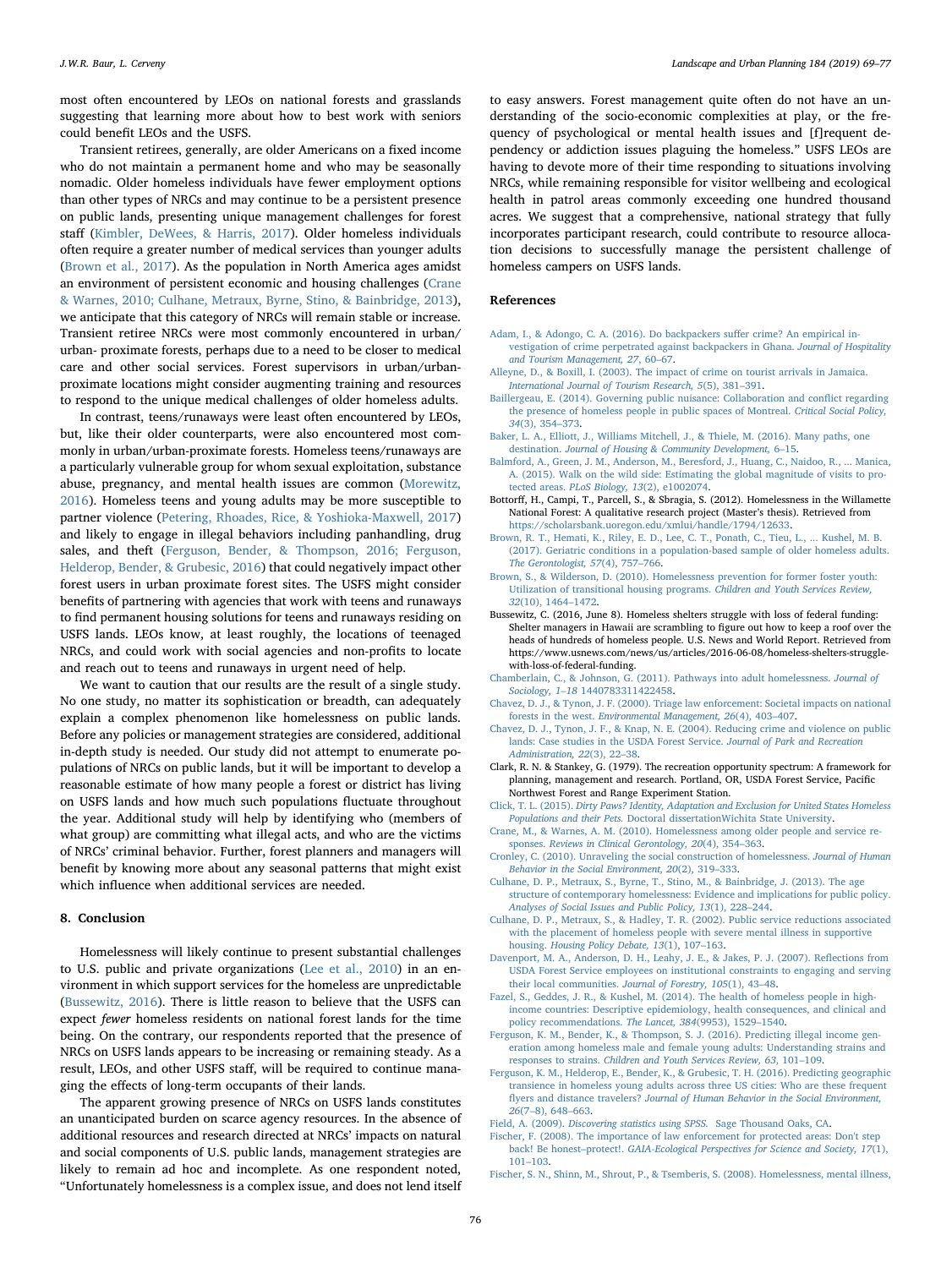most often encountered by LEOs on national forests and grasslands suggesting that learning more about how to best work with seniors could benefit LEOs and the USFS.

Transient retirees, generally, are older Americans on a fixed income who do not maintain a permanent home and who may be seasonally nomadic. Older homeless individuals have fewer employment options than other types of NRCs and may continue to be a persistent presence on public lands, presenting unique management challenges for forest staff (Kimbler, DeWees, & Harris, 2017). Older homeless individuals often require a greater number of medical services than younger adults (Brown et al., 2017). As the population in North America ages amidst an environment of persistent economic and housing challenges (Crane & Warnes, 2010; Culhane, Metraux, Byrne, Stino, & Bainbridge, 2013), we anticipate that this category of NRCs will remain stable or increase. Transient retiree NRCs were most commonly encountered in urban/urban- proximate forests, perhaps due to a need to be closer to medical care and other social services. Forest supervisors in urban/urban-proximate locations might consider augmenting training and resources to respond to the unique medical challenges of older homeless adults.

In contrast, teens/runaways were least often encountered by LEOs, but, like their older counterparts, were also encountered most commonly in urban/urban-proximate forests. Homeless teens/runaways are a particularly vulnerable group for whom sexual exploitation, substance abuse, pregnancy, and mental health issues are common (Morewitz, 2016). Homeless teens and young adults may be more susceptible to partner violence (Petering, Rhoades, Rice, & Yoshioka-Maxwell, 2017) and likely to engage in illegal behaviors including panhandling, drug sales, and theft (Ferguson, Bender, & Thompson, 2016; Ferguson, Helderop, Bender, & Grubesic, 2016) that could negatively impact other forest users in urban proximate forest sites. The USFS might consider benefits of partnering with agencies that work with teens and runaways to find permanent housing solutions for teens and runaways residing on USFS lands. LEOs know, at least roughly, the locations of teenaged NRCs, and could work with social agencies and non-profits to locate and reach out to teens and runaways in urgent need of help.

We want to caution that our results are the result of a single study. No one study, no matter its sophistication or breadth, can adequately explain a complex phenomenon like homelessness on public lands. Before any policies or management strategies are considered, additional in-depth study is needed. Our study did not attempt to enumerate populations of NRCs on public lands, but it will be important to develop a reasonable estimate of how many people a forest or district has living on USFS lands and how much such populations fluctuate throughout the year. Additional study will help by identifying who (members of what group) are committing what illegal acts, and who are the victims of NRCs' criminal behavior. Further, forest planners and managers will benefit by knowing more about any seasonal patterns that might exist which influence when additional services are needed.

## 8. Conclusion

Homelessness will likely continue to present substantial challenges to U.S. public and private organizations (Lee et al., 2010) in an environment in which support services for the homeless are unpredictable (Bussewitz, 2016). There is little reason to believe that the USFS can expect *fewer* homeless residents on national forest lands for the time being. On the contrary, our respondents reported that the presence of NRCs on USFS lands appears to be increasing or remaining steady. As a result, LEOs, and other USFS staff, will be required to continue managing the effects of long-term occupants of their lands.

The apparent growing presence of NRCs on USFS lands constitutes an unanticipated burden on scarce agency resources. In the absence of additional resources and research directed at NRCs' impacts on natural and social components of U.S. public lands, management strategies are likely to remain ad hoc and incomplete. As one respondent noted, "Unfortunately homelessness is a complex issue, and does not lend itself to easy answers. Forest management quite often do not have an understanding of the socio-economic complexities at play, or the frequency of psychological or mental health issues and [f]requent dependency or addiction issues plaguing the homeless." USFS LEOs are having to devote more of their time responding to situations involving NRCs, while remaining responsible for visitor wellbeing and ecological health in patrol areas commonly exceeding one hundred thousand acres. We suggest that a comprehensive, national strategy that fully incorporates participant research, could contribute to resource allocation decisions to successfully manage the persistent challenge of homeless campers on USFS lands.

## References

Adam, I., & Adongo, C. A. (2016). Do backpackers suffer crime? An empirical investigation of crime perpetrated against backpackers in Ghana. *Journal of Hospitality and Tourism Management, 27*, 60–67.

Alleyne, D., & Boxill, I. (2003). The impact of crime on tourist arrivals in Jamaica. *International Journal of Tourism Research, 5*(5), 381–391.

Baillergeau, E. (2014). Governing public nuisance: Collaboration and conflict regarding the presence of homeless people in public spaces of Montreal. *Critical Social Policy, 34*(3), 354–373.

Baker, L. A., Elliott, J., Williams Mitchell, J., & Thiele, M. (2016). Many paths, one destination. *Journal of Housing & Community Development,* 6–15.

Balmford, A., Green, J. M., Anderson, M., Beresford, J., Huang, C., Naidoo, R., ... Manica, A. (2015). Walk on the wild side: Estimating the global magnitude of visits to protected areas. *PLoS Biology, 13*(2), e1002074.

Bottorff, H., Campi, T., Parcell, S., & Sbragia, S. (2012). Homelessness in the Willamette National Forest: A qualitative research project (Master's thesis). Retrieved from https://scholarsbank.uoregon.edu/xmlui/handle/1794/12633.

Brown, R. T., Hemati, K., Riley, E. D., Lee, C. T., Ponath, C., Tieu, L., ... Kushel, M. B. (2017). Geriatric conditions in a population-based sample of older homeless adults. *The Gerontologist, 57*(4), 757–766.

Brown, S., & Wilderson, D. (2010). Homelessness prevention for former foster youth: Utilization of transitional housing programs. *Children and Youth Services Review, 32*(10), 1464–1472.

Bussewitz, C. (2016, June 8). Homeless shelters struggle with loss of federal funding: Shelter managers in Hawaii are scrambling to figure out how to keep a roof over the heads of hundreds of homeless people. U.S. News and World Report. Retrieved from https://www.usnews.com/news/us/articles/2016-06-08/homeless-shelters-struggle-with-loss-of-federal-funding.

Chamberlain, C., & Johnson, G. (2011). Pathways into adult homelessness. *Journal of Sociology, 1–18* 1440783311422458.

Chavez, D. J., & Tynon, J. F. (2000). Triage law enforcement: Societal impacts on national forests in the west. *Environmental Management, 26*(4), 403–407.

Chavez, D. J., Tynon, J. F., & Knap, N. E. (2004). Reducing crime and violence on public lands: Case studies in the USDA Forest Service. *Journal of Park and Recreation Administration, 22*(3), 22–38.

Clark, R. N. & Stankey, G. (1979). The recreation opportunity spectrum: A framework for planning, management and research. Portland, OR, USDA Forest Service, Pacific Northwest Forest and Range Experiment Station.

Click, T. L. (2015). *Dirty Paws? Identity, Adaptation and Exclusion for United States Homeless Populations and their Pets.* Doctoral dissertationWichita State University.

Crane, M., & Warnes, A. M. (2010). Homelessness among older people and service responses. *Reviews in Clinical Gerontology, 20*(4), 354–363.

Cronley, C. (2010). Unraveling the social construction of homelessness. *Journal of Human Behavior in the Social Environment, 20*(2), 319–333.

Culhane, D. P., Metraux, S., Byrne, T., Stino, M., & Bainbridge, J. (2013). The age structure of contemporary homelessness: Evidence and implications for public policy. *Analyses of Social Issues and Public Policy, 13*(1), 228–244.

Culhane, D. P., Metraux, S., & Hadley, T. R. (2002). Public service reductions associated with the placement of homeless people with severe mental illness in supportive housing. *Housing Policy Debate, 13*(1), 107–163.

Davenport, M. A., Anderson, D. H., Leahy, J. E., & Jakes, P. J. (2007). Reflections from USDA Forest Service employees on institutional constraints to engaging and serving their local communities. *Journal of Forestry, 105*(1), 43–48.

Fazel, S., Geddes, J. R., & Kushel, M. (2014). The health of homeless people in high-income countries: Descriptive epidemiology, health consequences, and clinical and policy recommendations. *The Lancet, 384*(9953), 1529–1540.

Ferguson, K. M., Bender, K., & Thompson, S. J. (2016). Predicting illegal income generation among homeless male and female young adults: Understanding strains and responses to strains. *Children and Youth Services Review, 63*, 101–109.

Ferguson, K. M., Helderop, E., Bender, K., & Grubesic, T. H. (2016). Predicting geographic transience in homeless young adults across three US cities: Who are these frequent flyers and distance travelers? *Journal of Human Behavior in the Social Environment, 26*(7–8), 648–663.

Field, A. (2009). *Discovering statistics using SPSS.* Sage Thousand Oaks, CA.

Fischer, F. (2008). The importance of law enforcement for protected areas: Don't step back! Be honest–protect!. *GAIA-Ecological Perspectives for Science and Society, 17*(1), 101–103.

Fischer, S. N., Shinn, M., Shrout, P., & Tsemberis, S. (2008). Homelessness, mental illness,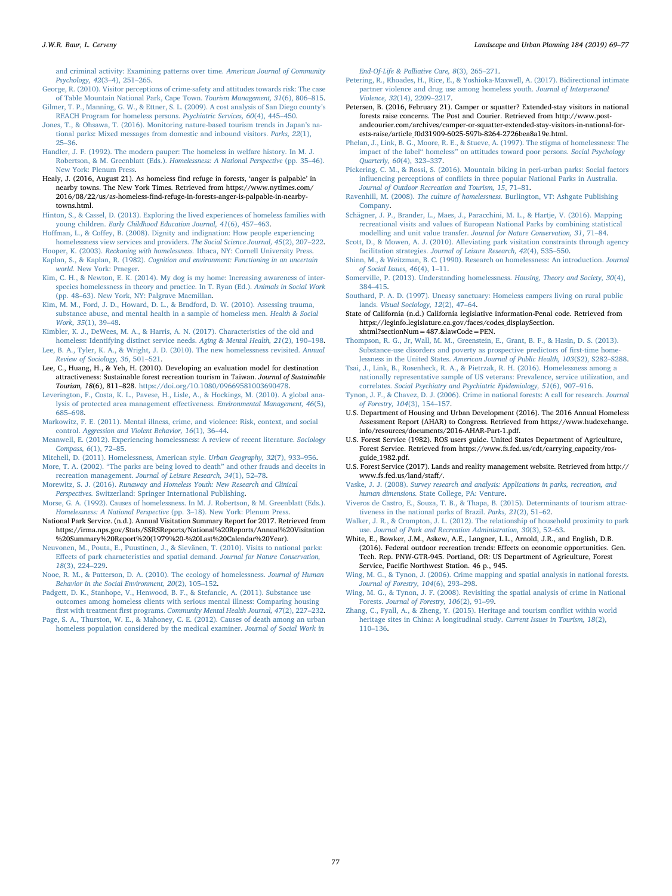and criminal activity: Examining patterns over time. *American Journal of Community Psychology, 42*(3–4), 251–265.

George, R. (2010). Visitor perceptions of crime-safety and attitudes towards risk: The case of Table Mountain National Park, Cape Town. *Tourism Management, 31*(6), 806–815.

Gilmer, T. P., Manning, G. W., & Ettner, S. L. (2009). A cost analysis of San Diego county's REACH Program for homeless persons. *Psychiatric Services, 60*(4), 445–450.

Jones, T., & Ohsawa, T. (2016). Monitoring nature-based tourism trends in Japan's national parks: Mixed messages from domestic and inbound visitors. *Parks, 22*(1), 25–36.

Handler, J. F. (1992). The modern pauper: The homeless in welfare history. In M. J. Robertson, & M. Greenblatt (Eds.). *Homelessness: A National Perspective* (pp. 35–46). New York: Plenum Press.

Healy, J. (2016, August 21). As homeless find refuge in forests, 'anger is palpable' in nearby towns. The New York Times. Retrieved from https://www.nytimes.com/2016/08/22/us/as-homeless-find-refuge-in-forests-anger-is-palpable-in-nearby-towns.html.

Hinton, S., & Cassel, D. (2013). Exploring the lived experiences of homeless families with young children. *Early Childhood Education Journal, 41*(6), 457–463.

Hoffman, L., & Coffey, B. (2008). Dignity and indignation: How people experiencing homelessness view services and providers. *The Social Science Journal, 45*(2), 207–222.

Hooper, K. (2003). *Reckoning with homelessness.* Ithaca, NY: Cornell University Press.

Kaplan, S., & Kaplan, R. (1982). *Cognition and environment: Functioning in an uncertain world.* New York: Praeger.

Kim, C. H., & Newton, E. K. (2014). My dog is my home: Increasing awareness of inter-species homelessness in theory and practice. In T. Ryan (Ed.). *Animals in Social Work* (pp. 48–63). New York, NY: Palgrave Macmillan.

Kim, M. M., Ford, J. D., Howard, D. L., & Bradford, D. W. (2010). Assessing trauma, substance abuse, and mental health in a sample of homeless men. *Health & Social Work, 35*(1), 39–48.

Kimbler, K. J., DeWees, M. A., & Harris, A. N. (2017). Characteristics of the old and homeless: Identifying distinct service needs. *Aging & Mental Health, 21*(2), 190–198.

Lee, B. A., Tyler, K. A., & Wright, J. D. (2010). The new homelessness revisited. *Annual Review of Sociology, 36*, 501–521.

Lee, C., Huang, H., & Yeh, H. (2010). Developing an evaluation model for destination attractiveness: Sustainable forest recreation tourism in Taiwan. *Journal of Sustainable Tourism, 18*(6), 811–828. https://doi.org/10.1080/09669581003690478.

Leverington, F., Costa, K. L., Pavese, H., Lisle, A., & Hockings, M. (2010). A global analysis of protected area management effectiveness. *Environmental Management, 46*(5), 685–698.

Markowitz, F. E. (2011). Mental illness, crime, and violence: Risk, context, and social control. *Aggression and Violent Behavior, 16*(1), 36–44.

Meanwell, E. (2012). Experiencing homelessness: A review of recent literature. *Sociology Compass, 6*(1), 72–85.

Mitchell, D. (2011). Homelessness, American style. *Urban Geography, 32*(7), 933–956.

More, T. A. (2002). "The parks are being loved to death" and other frauds and deceits in recreation management. *Journal of Leisure Research, 34*(1), 52–78.

Morewitz, S. J. (2016). *Runaway and Homeless Youth: New Research and Clinical Perspectives.* Switzerland: Springer International Publishing.

Morse, G. A. (1992). Causes of homelessness. In M. J. Robertson, & M. Greenblatt (Eds.). *Homelessness: A National Perspective* (pp. 3–18). New York: Plenum Press.

National Park Service. (n.d.). Annual Visitation Summary Report for 2017. Retrieved from https://irma.nps.gov/Stats/SSRSReports/National%20Reports/Annual%20Visitation%20Summary%20Report%20(1979%20-%20Last%20Calendar%20Year).

Neuvonen, M., Pouta, E., Puustinen, J., & Sievänen, T. (2010). Visits to national parks: Effects of park characteristics and spatial demand. *Journal for Nature Conservation, 18*(3), 224–229.

Nooe, R. M., & Patterson, D. A. (2010). The ecology of homelessness. *Journal of Human Behavior in the Social Environment, 20*(2), 105–152.

Padgett, D. K., Stanhope, V., Henwood, B. F., & Stefancic, A. (2011). Substance use outcomes among homeless clients with serious mental illness: Comparing housing first with treatment first programs. *Community Mental Health Journal, 47*(2), 227–232.

Page, S. A., Thurston, W. E., & Mahoney, C. E. (2012). Causes of death among an urban homeless population considered by the medical examiner. *Journal of Social Work in End-Of-Life & Palliative Care, 8*(3), 265–271.

Petering, R., Rhoades, H., Rice, E., & Yoshioka-Maxwell, A. (2017). Bidirectional intimate partner violence and drug use among homeless youth. *Journal of Interpersonal Violence, 32*(14), 2209–2217.

Petersen, B. (2016, February 21). Camper or squatter? Extended-stay visitors in national forests raise concerns. The Post and Courier. Retrieved from http://www.post-andcourier.com/archives/camper-or-squatter-extended-stay-visitors-in-national-forests-raise/article_f0d31909-6025-597b-8264-2726bea8a19e.html.

Phelan, J., Link, B. G., Moore, R. E., & Stueve, A. (1997). The stigma of homelessness: The impact of the label" homeless" on attitudes toward poor persons. *Social Psychology Quarterly, 60*(4), 323–337.

Pickering, C. M., & Rossi, S. (2016). Mountain biking in peri-urban parks: Social factors influencing perceptions of conflicts in three popular National Parks in Australia. *Journal of Outdoor Recreation and Tourism, 15*, 71–81.

Ravenhill, M. (2008). *The culture of homelessness.* Burlington, VT: Ashgate Publishing Company.

Schägner, J. P., Brander, L., Maes, J., Paracchini, M. L., & Hartje, V. (2016). Mapping recreational visits and values of European National Parks by combining statistical modelling and unit value transfer. *Journal for Nature Conservation, 31*, 71–84.

Scott, D., & Mowen, A. J. (2010). Alleviating park visitation constraints through agency facilitation strategies. *Journal of Leisure Research, 42*(4), 535–550.

Shinn, M., & Weitzman, B. C. (1990). Research on homelessness: An introduction. *Journal of Social Issues, 46*(4), 1–11.

Somerville, P. (2013). Understanding homelessness. *Housing, Theory and Society, 30*(4), 384–415.

Southard, P. A. D. (1997). Uneasy sanctuary: Homeless campers living on rural public lands. *Visual Sociology, 12*(2), 47–64.

State of California (n.d.) California legislative information-Penal code. Retrieved from https://leginfo.legislature.ca.gov/faces/codes_displaySection.xhtml?sectionNum=487.&lawCode=PEN.

Thompson, R. G., Jr, Wall, M. M., Greenstein, E., Grant, B. F., & Hasin, D. S. (2013). Substance-use disorders and poverty as prospective predictors of first-time homelessness in the United States. *American Journal of Public Health, 103*(S2), S282–S288.

Tsai, J., Link, B., Rosenheck, R. A., & Pietrzak, R. H. (2016). Homelessness among a nationally representative sample of US veterans: Prevalence, service utilization, and correlates. *Social Psychiatry and Psychiatric Epidemiology, 51*(6), 907–916.

Tynon, J. F., & Chavez, D. J. (2006). Crime in national forests: A call for research. *Journal of Forestry, 104*(3), 154–157.

U.S. Department of Housing and Urban Development (2016). The 2016 Annual Homeless Assessment Report (AHAR) to Congress. Retrieved from https://www.hudexchange.info/resources/documents/2016-AHAR-Part-1.pdf.

U.S. Forest Service (1982). ROS users guide. United States Department of Agriculture, Forest Service. Retrieved from https://www.fs.fed.us/cdt/carrying_capacity/ros-guide_1982.pdf.

U.S. Forest Service (2017). Lands and reality management website. Retrieved from http://www.fs.fed.us/land/staff/.

Vaske, J. J. (2008). *Survey research and analysis: Applications in parks, recreation, and human dimensions.* State College, PA: Venture.

Viveros de Castro, E., Souza, T. B., & Thapa, B. (2015). Determinants of tourism attractiveness in the national parks of Brazil. *Parks, 21*(2), 51–62.

Walker, J. R., & Crompton, J. L. (2012). The relationship of household proximity to park use. *Journal of Park and Recreation Administration, 30*(3), 52–63.

White, E., Bowker, J.M., Askew, A.E., Langner, L.L., Arnold, J.R., and English, D.B. (2016). Federal outdoor recreation trends: Effects on economic opportunities. Gen. Tech. Rep. PNW-GTR-945. Portland, OR: US Department of Agriculture, Forest Service, Pacific Northwest Station. 46 p., 945.

Wing, M. G., & Tynon, J. (2006). Crime mapping and spatial analysis in national forests. *Journal of Forestry, 104*(6), 293–298.

Wing, M. G., & Tynon, J. F. (2008). Revisiting the spatial analysis of crime in National Forests. *Journal of Forestry, 106*(2), 91–99.

Zhang, C., Fyall, A., & Zheng, Y. (2015). Heritage and tourism conflict within world heritage sites in China: A longitudinal study. *Current Issues in Tourism, 18*(2), 110–136.